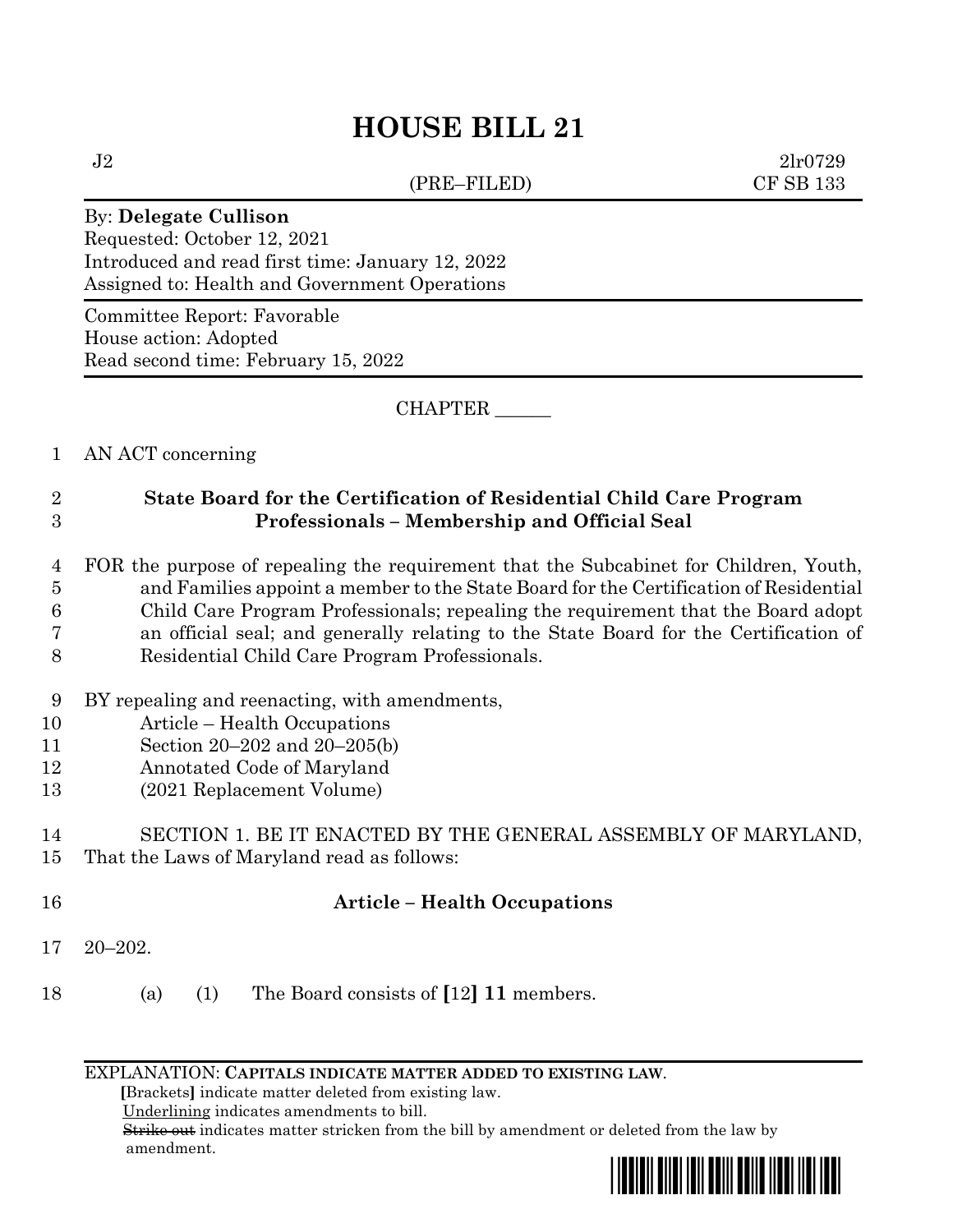# HOUSE BILL 21

J2 (PRE–FILED) 2lr0729
CF SB 133

By: **Delegate Cullison**
Requested: October 12, 2021
Introduced and read first time: January 12, 2022
Assigned to: Health and Government Operations

Committee Report: Favorable
House action: Adopted
Read second time: February 15, 2022

CHAPTER ______

1 AN ACT concerning

2 **State Board for the Certification of Residential Child Care Program**
3 **Professionals – Membership and Official Seal**

4 FOR the purpose of repealing the requirement that the Subcabinet for Children, Youth,
5 and Families appoint a member to the State Board for the Certification of Residential
6 Child Care Program Professionals; repealing the requirement that the Board adopt
7 an official seal; and generally relating to the State Board for the Certification of
8 Residential Child Care Program Professionals.

9 BY repealing and reenacting, with amendments,
10 Article – Health Occupations
11 Section 20–202 and 20–205(b)
12 Annotated Code of Maryland
13 (2021 Replacement Volume)

14 SECTION 1. BE IT ENACTED BY THE GENERAL ASSEMBLY OF MARYLAND,
15 That the Laws of Maryland read as follows:

16 **Article – Health Occupations**

17 20–202.

18 (a) (1) The Board consists of **[**12**]** **11** members.

EXPLANATION: **CAPITALS INDICATE MATTER ADDED TO EXISTING LAW**.
**[**Brackets**]** indicate matter deleted from existing law.
Underlining indicates amendments to bill.
~~Strike out~~ indicates matter stricken from the bill by amendment or deleted from the law by amendment.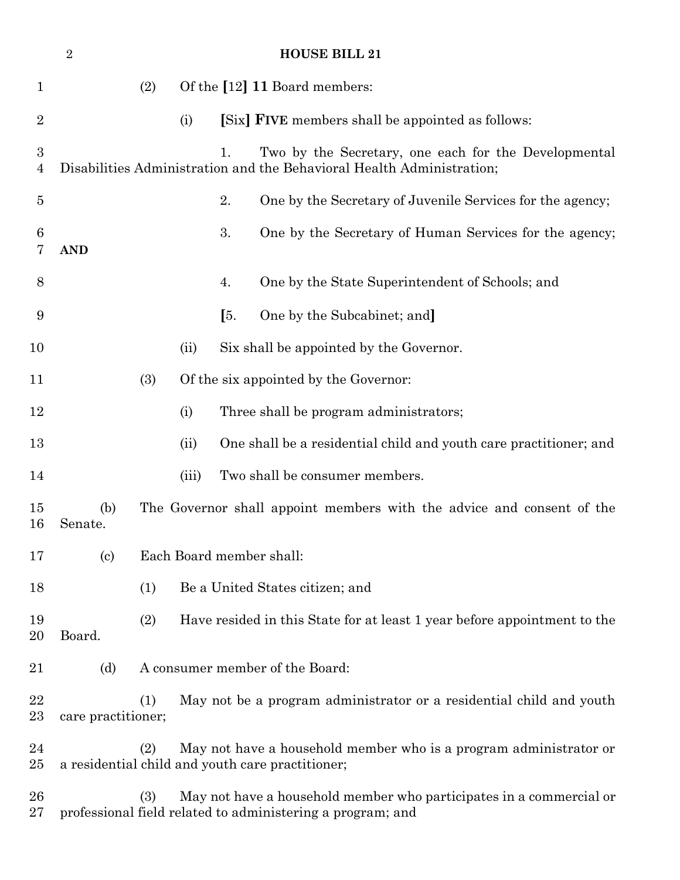(2) Of the [12] **11** Board members:

(i) [Six] **FIVE** members shall be appointed as follows:

1. Two by the Secretary, one each for the Developmental Disabilities Administration and the Behavioral Health Administration;

2. One by the Secretary of Juvenile Services for the agency;

3. One by the Secretary of Human Services for the agency; **AND**

4. One by the State Superintendent of Schools; and

[5. One by the Subcabinet; and]

(ii) Six shall be appointed by the Governor.

(3) Of the six appointed by the Governor:

(i) Three shall be program administrators;

(ii) One shall be a residential child and youth care practitioner; and

(iii) Two shall be consumer members.

(b) The Governor shall appoint members with the advice and consent of the Senate.

(c) Each Board member shall:

(1) Be a United States citizen; and

(2) Have resided in this State for at least 1 year before appointment to the Board.

(d) A consumer member of the Board:

(1) May not be a program administrator or a residential child and youth care practitioner;

(2) May not have a household member who is a program administrator or a residential child and youth care practitioner;

(3) May not have a household member who participates in a commercial or professional field related to administering a program; and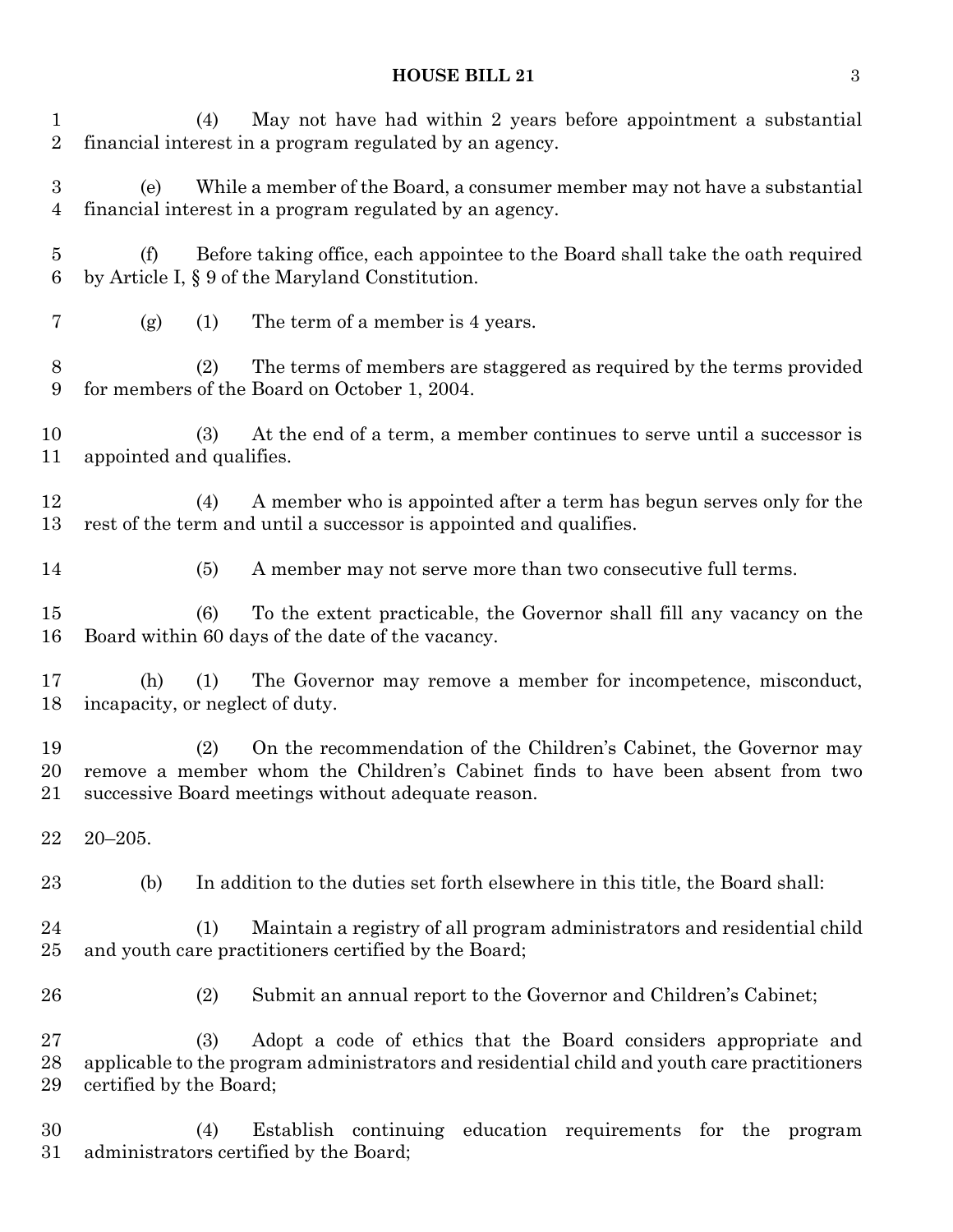(4) May not have had within 2 years before appointment a substantial financial interest in a program regulated by an agency.

(e) While a member of the Board, a consumer member may not have a substantial financial interest in a program regulated by an agency.

(f) Before taking office, each appointee to the Board shall take the oath required by Article I, § 9 of the Maryland Constitution.

(g) (1) The term of a member is 4 years.

(2) The terms of members are staggered as required by the terms provided for members of the Board on October 1, 2004.

(3) At the end of a term, a member continues to serve until a successor is appointed and qualifies.

(4) A member who is appointed after a term has begun serves only for the rest of the term and until a successor is appointed and qualifies.

(5) A member may not serve more than two consecutive full terms.

(6) To the extent practicable, the Governor shall fill any vacancy on the Board within 60 days of the date of the vacancy.

(h) (1) The Governor may remove a member for incompetence, misconduct, incapacity, or neglect of duty.

(2) On the recommendation of the Children's Cabinet, the Governor may remove a member whom the Children's Cabinet finds to have been absent from two successive Board meetings without adequate reason.

20–205.

(b) In addition to the duties set forth elsewhere in this title, the Board shall:

(1) Maintain a registry of all program administrators and residential child and youth care practitioners certified by the Board;

(2) Submit an annual report to the Governor and Children's Cabinet;

(3) Adopt a code of ethics that the Board considers appropriate and applicable to the program administrators and residential child and youth care practitioners certified by the Board;

(4) Establish continuing education requirements for the program administrators certified by the Board;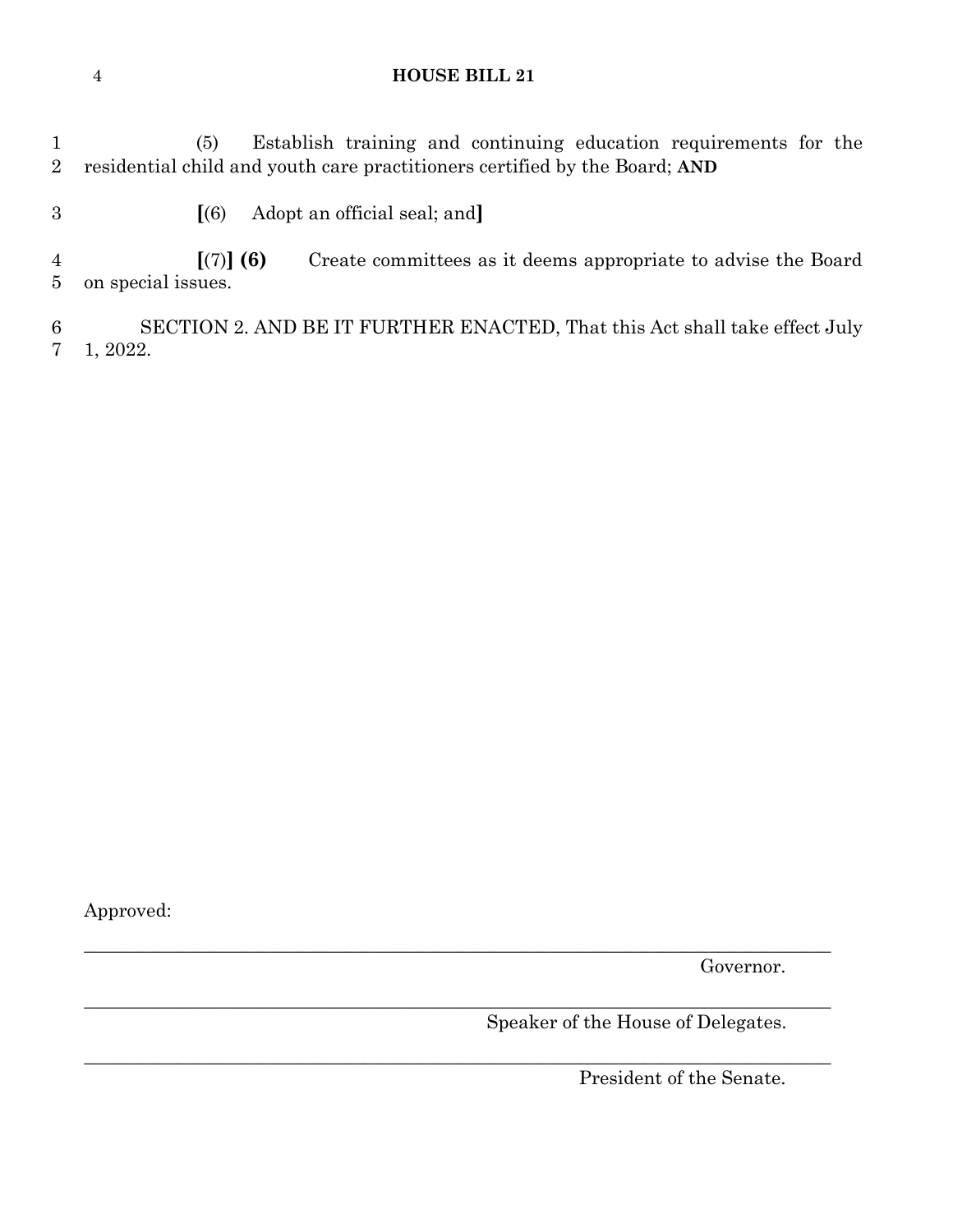(5) Establish training and continuing education requirements for the residential child and youth care practitioners certified by the Board; **AND**

**[**(6) Adopt an official seal; and**]**

**[**(7)**] (6)** Create committees as it deems appropriate to advise the Board on special issues.

SECTION 2. AND BE IT FURTHER ENACTED, That this Act shall take effect July 1, 2022.

Approved:

\_\_\_\_\_\_\_\_\_\_\_\_\_\_\_\_\_\_\_\_\_\_\_\_\_\_\_\_\_\_\_\_\_\_\_\_\_\_\_\_\_\_\_\_\_\_\_\_\_\_\_\_\_\_\_\_\_\_\_\_\_\_\_\_\_\_\_\_\_\_\_\_\_\_

Governor.

\_\_\_\_\_\_\_\_\_\_\_\_\_\_\_\_\_\_\_\_\_\_\_\_\_\_\_\_\_\_\_\_\_\_\_\_\_\_\_\_\_\_\_\_\_\_\_\_\_\_\_\_\_\_\_\_\_\_\_\_\_\_\_\_\_\_\_\_\_\_\_\_\_\_

Speaker of the House of Delegates.

\_\_\_\_\_\_\_\_\_\_\_\_\_\_\_\_\_\_\_\_\_\_\_\_\_\_\_\_\_\_\_\_\_\_\_\_\_\_\_\_\_\_\_\_\_\_\_\_\_\_\_\_\_\_\_\_\_\_\_\_\_\_\_\_\_\_\_\_\_\_\_\_\_\_

President of the Senate.